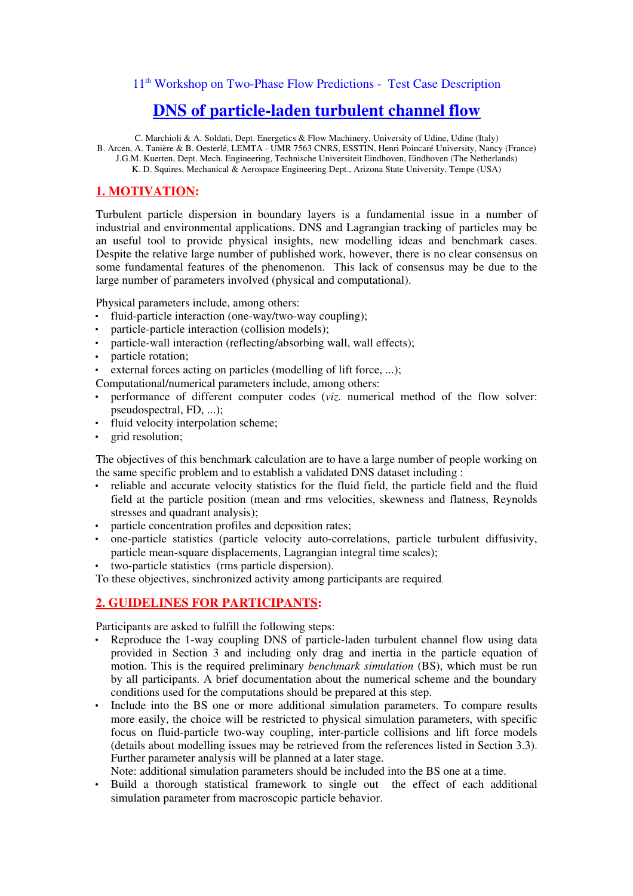11th Workshop on Two-Phase Flow Predictions - Test Case Description

# DNS of particle-laden turbulent channel flow

C. Marchioli & A. Soldati, Dept. Energetics & Flow Machinery, University of Udine, Udine (Italy)
B. Arcen, A. Tanière & B. Oesterlé, LEMTA - UMR 7563 CNRS, ESSTIN, Henri Poincaré University, Nancy (France)
J.G.M. Kuerten, Dept. Mech. Engineering, Technische Universiteit Eindhoven, Eindhoven (The Netherlands)
K. D. Squires, Mechanical & Aerospace Engineering Dept., Arizona State University, Tempe (USA)

## 1. MOTIVATION:

Turbulent particle dispersion in boundary layers is a fundamental issue in a number of industrial and environmental applications. DNS and Lagrangian tracking of particles may be an useful tool to provide physical insights, new modelling ideas and benchmark cases. Despite the relative large number of published work, however, there is no clear consensus on some fundamental features of the phenomenon. This lack of consensus may be due to the large number of parameters involved (physical and computational).

Physical parameters include, among others:

- fluid-particle interaction (one-way/two-way coupling);
- particle-particle interaction (collision models);
- particle-wall interaction (reflecting/absorbing wall, wall effects);
- particle rotation;
- external forces acting on particles (modelling of lift force, ...);

Computational/numerical parameters include, among others:

- performance of different computer codes (*viz.* numerical method of the flow solver: pseudospectral, FD, ...);
- fluid velocity interpolation scheme;
- grid resolution;

The objectives of this benchmark calculation are to have a large number of people working on the same specific problem and to establish a validated DNS dataset including :

- reliable and accurate velocity statistics for the fluid field, the particle field and the fluid field at the particle position (mean and rms velocities, skewness and flatness, Reynolds stresses and quadrant analysis);
- particle concentration profiles and deposition rates;
- one-particle statistics (particle velocity auto-correlations, particle turbulent diffusivity, particle mean-square displacements, Lagrangian integral time scales);
- two-particle statistics (rms particle dispersion).

To these objectives, sinchronized activity among participants are required.

## 2. GUIDELINES FOR PARTICIPANTS:

Participants are asked to fulfill the following steps:

- Reproduce the 1-way coupling DNS of particle-laden turbulent channel flow using data provided in Section 3 and including only drag and inertia in the particle equation of motion. This is the required preliminary *benchmark simulation* (BS), which must be run by all participants. A brief documentation about the numerical scheme and the boundary conditions used for the computations should be prepared at this step.
- Include into the BS one or more additional simulation parameters. To compare results more easily, the choice will be restricted to physical simulation parameters, with specific focus on fluid-particle two-way coupling, inter-particle collisions and lift force models (details about modelling issues may be retrieved from the references listed in Section 3.3). Further parameter analysis will be planned at a later stage.
  Note: additional simulation parameters should be included into the BS one at a time.
- Build a thorough statistical framework to single out the effect of each additional simulation parameter from macroscopic particle behavior.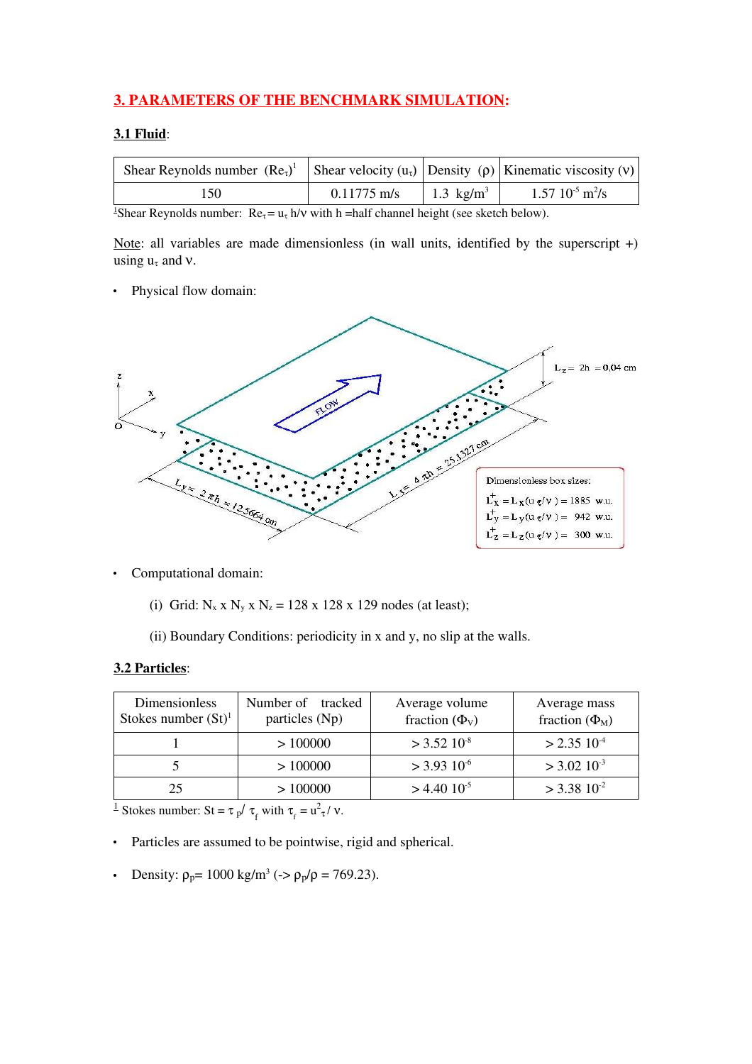## 3. PARAMETERS OF THE BENCHMARK SIMULATION:

### 3.1 Fluid:

| Shear Reynolds number ($Re_\tau$)[1] | Shear velocity ($u_\tau$) | Density ($\rho$) | Kinematic viscosity ($\nu$) |
|---|---|---|---|
| 150 | 0.11775 m/s | 1.3 kg/m$^3$ | 1.57 $10^{-5}$ m$^2$/s |

[1]Shear Reynolds number: $Re_\tau = u_\tau h/\nu$ with h =half channel height (see sketch below).

Note: all variables are made dimensionless (in wall units, identified by the superscript +) using $u_\tau$ and $\nu$.

- Physical flow domain:

z
x
O
y
FLOW
$L_z = 2h = 0{,}04$ cm
$L_y = 2\pi h = 12.5664$ cm
$L_x = 4\pi h = 25.1327$ cm

Dimensionless box sizes:
$L_x^+ = L_x(u_\tau/\nu) = 1885$ w.u.
$L_y^+ = L_y(u_\tau/\nu) = 942$ w.u.
$L_z^+ = L_z(u_\tau/\nu) = 300$ w.u.

- Computational domain:

  (i) Grid: $N_x \times N_y \times N_z = 128 \times 128 \times 129$ nodes (at least);

  (ii) Boundary Conditions: periodicity in x and y, no slip at the walls.

### 3.2 Particles:

| Dimensionless Stokes number (St)[1] | Number of tracked particles (Np) | Average volume fraction ($\Phi_V$) | Average mass fraction ($\Phi_M$) |
|---|---|---|---|
| 1 | > 100000 | > 3.52 $10^{-8}$ | > 2.35 $10^{-4}$ |
| 5 | > 100000 | > 3.93 $10^{-6}$ | > 3.02 $10^{-3}$ |
| 25 | > 100000 | > 4.40 $10^{-5}$ | > 3.38 $10^{-2}$ |

[1] Stokes number: $St = \tau_p/\ \tau_f$ with $\tau_f = u_\tau^2/\ \nu$.

- Particles are assumed to be pointwise, rigid and spherical.

- Density: $\rho_p$= 1000 kg/m$^3$ (-> $\rho_p/\rho$ = 769.23).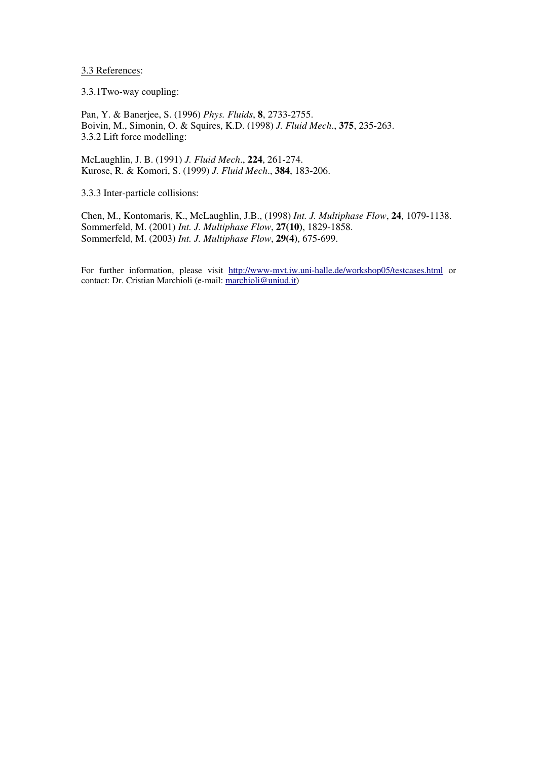3.3 References:

3.3.1Two-way coupling:

Pan, Y. & Banerjee, S. (1996) *Phys. Fluids*, **8**, 2733-2755.
Boivin, M., Simonin, O. & Squires, K.D. (1998) *J. Fluid Mech*., **375**, 235-263.

3.3.2 Lift force modelling:

McLaughlin, J. B. (1991) *J. Fluid Mech*., **224**, 261-274.
Kurose, R. & Komori, S. (1999) *J. Fluid Mech*., **384**, 183-206.

3.3.3 Inter-particle collisions:

Chen, M., Kontomaris, K., McLaughlin, J.B., (1998) *Int. J. Multiphase Flow*, **24**, 1079-1138.
Sommerfeld, M. (2001) *Int. J. Multiphase Flow*, **27(10)**, 1829-1858.
Sommerfeld, M. (2003) *Int. J. Multiphase Flow*, **29(4)**, 675-699.

For further information, please visit http://www-mvt.iw.uni-halle.de/workshop05/testcases.html or contact: Dr. Cristian Marchioli (e-mail: marchioli@uniud.it)